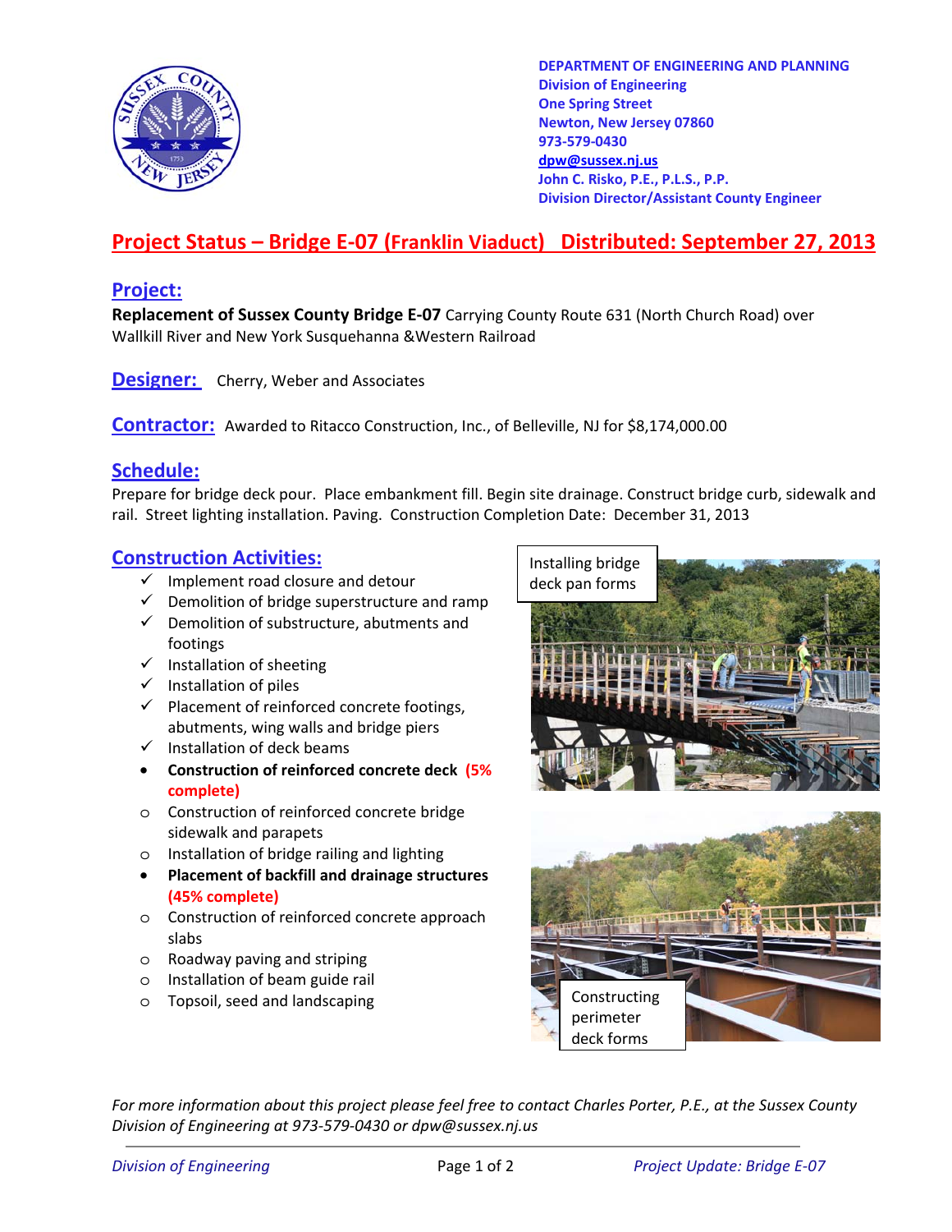DEPARTMENT OF ENGINEERING AND PLANNING
Division of Engineering
One Spring Street
Newton, New Jersey 07860
973-579-0430
dpw@sussex.nj.us
John C. Risko, P.E., P.L.S., P.P.
Division Director/Assistant County Engineer

# Project Status – Bridge E-07 (Franklin Viaduct) Distributed: September 27, 2013

## Project:

**Replacement of Sussex County Bridge E-07** Carrying County Route 631 (North Church Road) over Wallkill River and New York Susquehanna &Western Railroad

## Designer:

Cherry, Weber and Associates

## Contractor:

Awarded to Ritacco Construction, Inc., of Belleville, NJ for $8,174,000.00

## Schedule:

Prepare for bridge deck pour. Place embankment fill. Begin site drainage. Construct bridge curb, sidewalk and rail. Street lighting installation. Paving. Construction Completion Date: December 31, 2013

## Construction Activities:

- ✓ Implement road closure and detour
- ✓ Demolition of bridge superstructure and ramp
- ✓ Demolition of substructure, abutments and footings
- ✓ Installation of sheeting
- ✓ Installation of piles
- ✓ Placement of reinforced concrete footings, abutments, wing walls and bridge piers
- ✓ Installation of deck beams
- • **Construction of reinforced concrete deck (5% complete)**
- o Construction of reinforced concrete bridge sidewalk and parapets
- o Installation of bridge railing and lighting
- • **Placement of backfill and drainage structures (45% complete)**
- o Construction of reinforced concrete approach slabs
- o Roadway paving and striping
- o Installation of beam guide rail
- o Topsoil, seed and landscaping

Installing bridge deck pan forms

Constructing perimeter deck forms

*For more information about this project please feel free to contact Charles Porter, P.E., at the Sussex County Division of Engineering at 973-579-0430 or dpw@sussex.nj.us*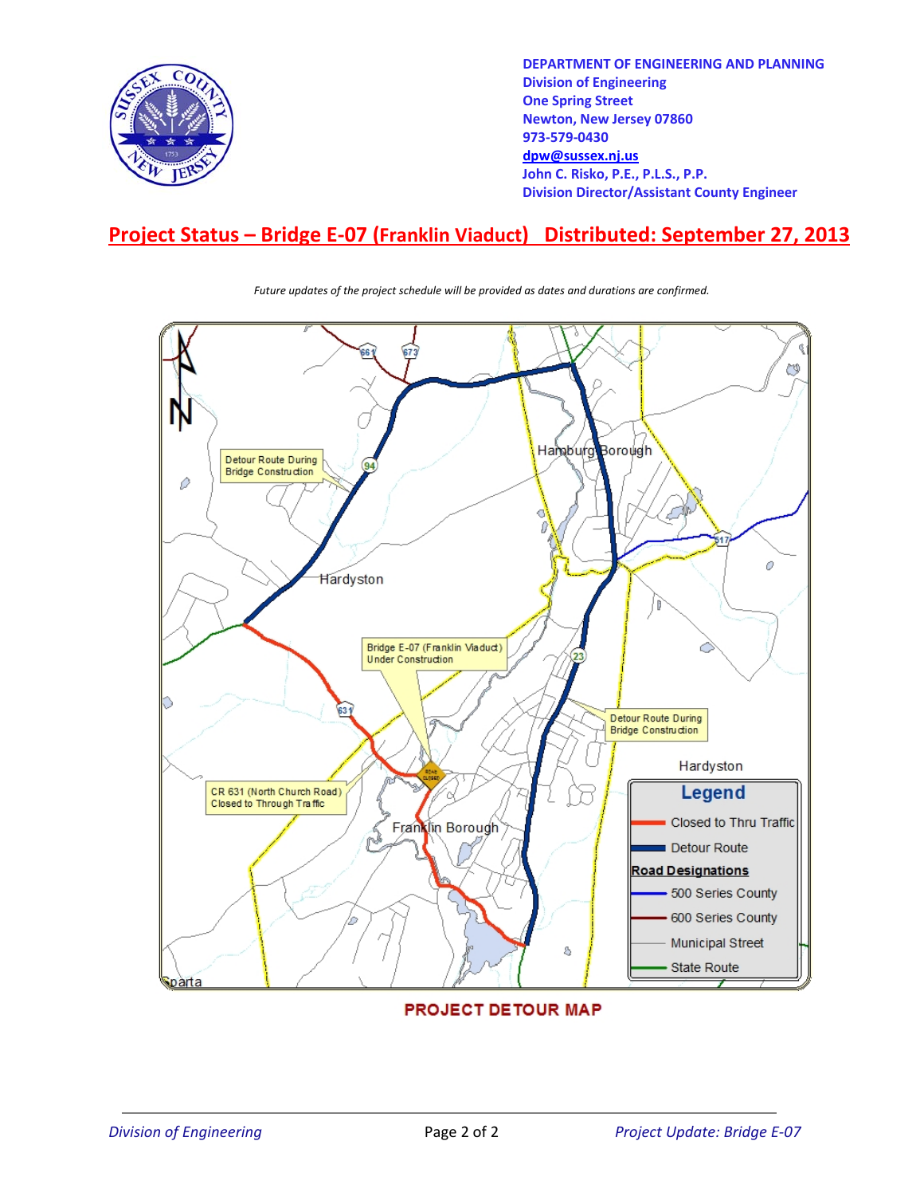DEPARTMENT OF ENGINEERING AND PLANNING
Division of Engineering
One Spring Street
Newton, New Jersey 07860
973-579-0430
dpw@sussex.nj.us
John C. Risko, P.E., P.L.S., P.P.
Division Director/Assistant County Engineer

# Project Status – Bridge E-07 (Franklin Viaduct) Distributed: September 27, 2013

*Future updates of the project schedule will be provided as dates and durations are confirmed.*

Detour Route During Bridge Construction

Hamburg Borough

Hardyston

Bridge E-07 (Franklin Viaduct) Under Construction

Detour Route During Bridge Construction

Hardyston

CR 631 (North Church Road) Closed to Through Traffic

Franklin Borough

Sparta

661
673
94
517
23
631

**Legend**

Closed to Thru Traffic
Detour Route

**Road Designations**

500 Series County
600 Series County
Municipal Street
State Route

**PROJECT DETOUR MAP**